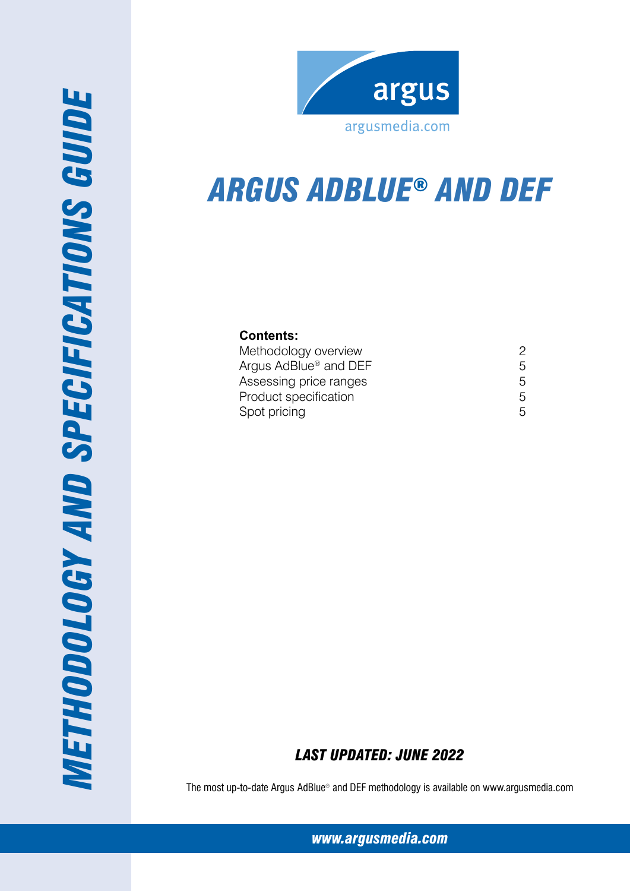# METHODOLOGY AND SPECIFICATIONS GUIDE

argus

argusmedia.com

# ARGUS ADBLUE® AND DEF

**Contents:**

| | |
|---|---|
| Methodology overview | 2 |
| Argus AdBlue® and DEF | 5 |
| Assessing price ranges | 5 |
| Product specification | 5 |
| Spot pricing | 5 |

***LAST UPDATED: JUNE 2022***

The most up-to-date Argus AdBlue® and DEF methodology is available on www.argusmedia.com

***www.argusmedia.com***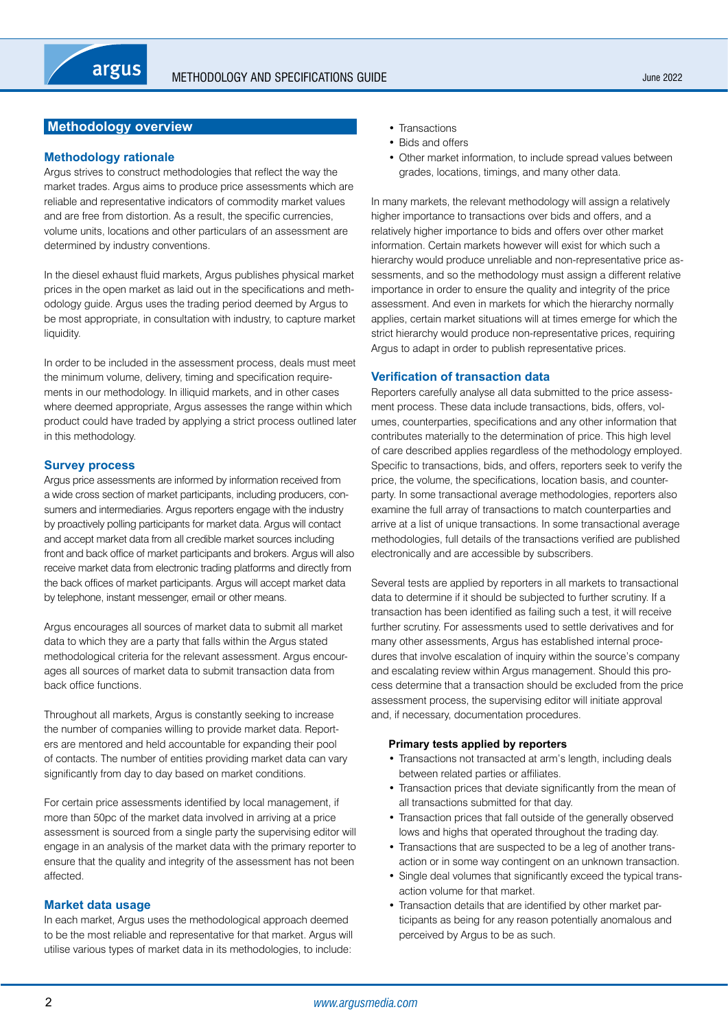## Methodology overview

### Methodology rationale

Argus strives to construct methodologies that reflect the way the market trades. Argus aims to produce price assessments which are reliable and representative indicators of commodity market values and are free from distortion. As a result, the specific currencies, volume units, locations and other particulars of an assessment are determined by industry conventions.

In the diesel exhaust fluid markets, Argus publishes physical market prices in the open market as laid out in the specifications and methodology guide. Argus uses the trading period deemed by Argus to be most appropriate, in consultation with industry, to capture market liquidity.

In order to be included in the assessment process, deals must meet the minimum volume, delivery, timing and specification requirements in our methodology. In illiquid markets, and in other cases where deemed appropriate, Argus assesses the range within which product could have traded by applying a strict process outlined later in this methodology.

### Survey process

Argus price assessments are informed by information received from a wide cross section of market participants, including producers, consumers and intermediaries. Argus reporters engage with the industry by proactively polling participants for market data. Argus will contact and accept market data from all credible market sources including front and back office of market participants and brokers. Argus will also receive market data from electronic trading platforms and directly from the back offices of market participants. Argus will accept market data by telephone, instant messenger, email or other means.

Argus encourages all sources of market data to submit all market data to which they are a party that falls within the Argus stated methodological criteria for the relevant assessment. Argus encourages all sources of market data to submit transaction data from back office functions.

Throughout all markets, Argus is constantly seeking to increase the number of companies willing to provide market data. Reporters are mentored and held accountable for expanding their pool of contacts. The number of entities providing market data can vary significantly from day to day based on market conditions.

For certain price assessments identified by local management, if more than 50pc of the market data involved in arriving at a price assessment is sourced from a single party the supervising editor will engage in an analysis of the market data with the primary reporter to ensure that the quality and integrity of the assessment has not been affected.

### Market data usage

In each market, Argus uses the methodological approach deemed to be the most reliable and representative for that market. Argus will utilise various types of market data in its methodologies, to include:

- Transactions
- Bids and offers
- Other market information, to include spread values between grades, locations, timings, and many other data.

In many markets, the relevant methodology will assign a relatively higher importance to transactions over bids and offers, and a relatively higher importance to bids and offers over other market information. Certain markets however will exist for which such a hierarchy would produce unreliable and non-representative price assessments, and so the methodology must assign a different relative importance in order to ensure the quality and integrity of the price assessment. And even in markets for which the hierarchy normally applies, certain market situations will at times emerge for which the strict hierarchy would produce non-representative prices, requiring Argus to adapt in order to publish representative prices.

### Verification of transaction data

Reporters carefully analyse all data submitted to the price assessment process. These data include transactions, bids, offers, volumes, counterparties, specifications and any other information that contributes materially to the determination of price. This high level of care described applies regardless of the methodology employed. Specific to transactions, bids, and offers, reporters seek to verify the price, the volume, the specifications, location basis, and counterparty. In some transactional average methodologies, reporters also examine the full array of transactions to match counterparties and arrive at a list of unique transactions. In some transactional average methodologies, full details of the transactions verified are published electronically and are accessible by subscribers.

Several tests are applied by reporters in all markets to transactional data to determine if it should be subjected to further scrutiny. If a transaction has been identified as failing such a test, it will receive further scrutiny. For assessments used to settle derivatives and for many other assessments, Argus has established internal procedures that involve escalation of inquiry within the source's company and escalating review within Argus management. Should this process determine that a transaction should be excluded from the price assessment process, the supervising editor will initiate approval and, if necessary, documentation procedures.

**Primary tests applied by reporters**

- Transactions not transacted at arm's length, including deals between related parties or affiliates.
- Transaction prices that deviate significantly from the mean of all transactions submitted for that day.
- Transaction prices that fall outside of the generally observed lows and highs that operated throughout the trading day.
- Transactions that are suspected to be a leg of another transaction or in some way contingent on an unknown transaction.
- Single deal volumes that significantly exceed the typical transaction volume for that market.
- Transaction details that are identified by other market participants as being for any reason potentially anomalous and perceived by Argus to be as such.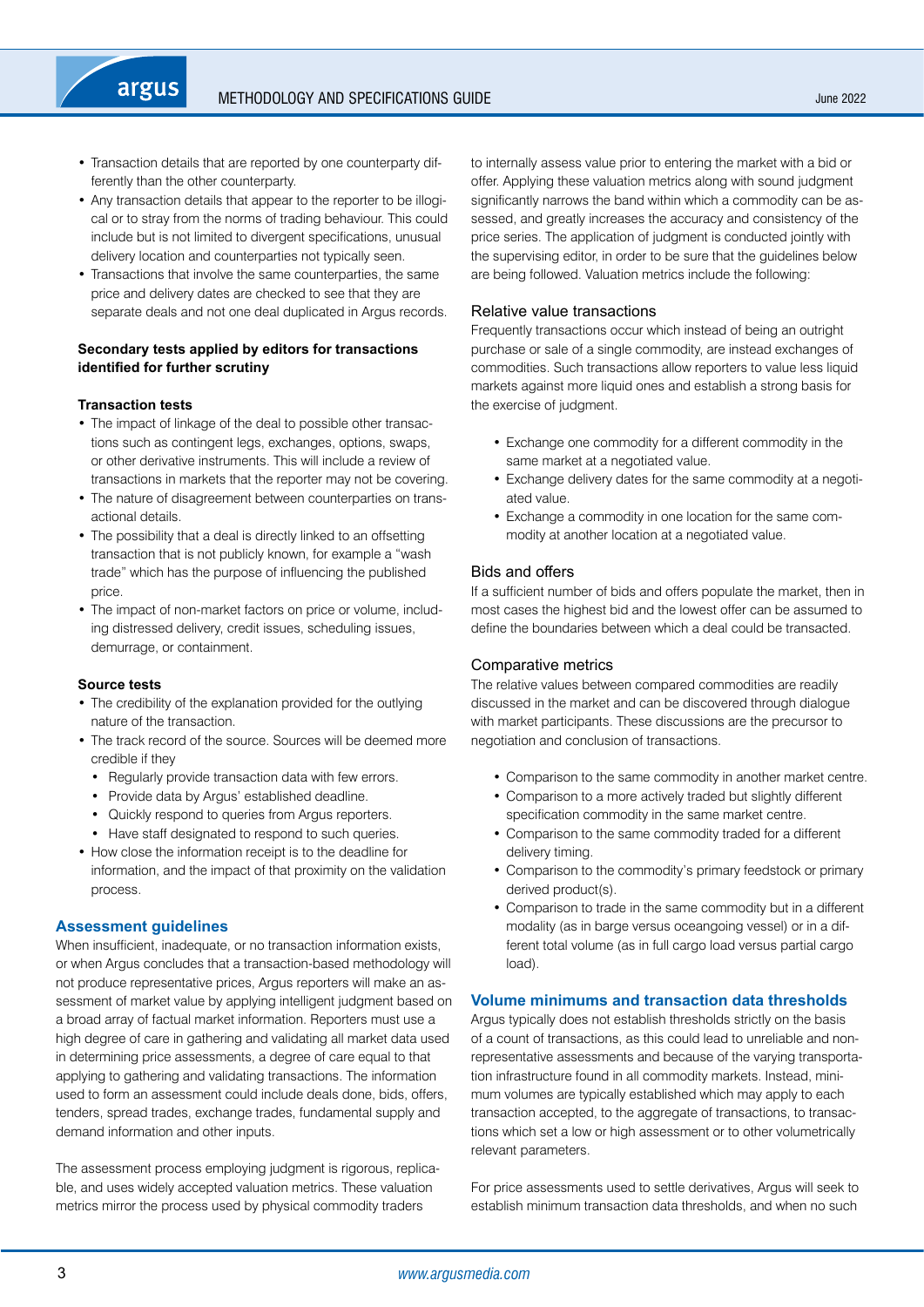- Transaction details that are reported by one counterparty differently than the other counterparty.
- Any transaction details that appear to the reporter to be illogical or to stray from the norms of trading behaviour. This could include but is not limited to divergent specifications, unusual delivery location and counterparties not typically seen.
- Transactions that involve the same counterparties, the same price and delivery dates are checked to see that they are separate deals and not one deal duplicated in Argus records.

**Secondary tests applied by editors for transactions identified for further scrutiny**

**Transaction tests**

- The impact of linkage of the deal to possible other transactions such as contingent legs, exchanges, options, swaps, or other derivative instruments. This will include a review of transactions in markets that the reporter may not be covering.
- The nature of disagreement between counterparties on transactional details.
- The possibility that a deal is directly linked to an offsetting transaction that is not publicly known, for example a "wash trade" which has the purpose of influencing the published price.
- The impact of non-market factors on price or volume, including distressed delivery, credit issues, scheduling issues, demurrage, or containment.

**Source tests**

- The credibility of the explanation provided for the outlying nature of the transaction.
- The track record of the source. Sources will be deemed more credible if they
  - Regularly provide transaction data with few errors.
  - Provide data by Argus' established deadline.
  - Quickly respond to queries from Argus reporters.
  - Have staff designated to respond to such queries.
- How close the information receipt is to the deadline for information, and the impact of that proximity on the validation process.

## Assessment guidelines

When insufficient, inadequate, or no transaction information exists, or when Argus concludes that a transaction-based methodology will not produce representative prices, Argus reporters will make an assessment of market value by applying intelligent judgment based on a broad array of factual market information. Reporters must use a high degree of care in gathering and validating all market data used in determining price assessments, a degree of care equal to that applying to gathering and validating transactions. The information used to form an assessment could include deals done, bids, offers, tenders, spread trades, exchange trades, fundamental supply and demand information and other inputs.

The assessment process employing judgment is rigorous, replicable, and uses widely accepted valuation metrics. These valuation metrics mirror the process used by physical commodity traders to internally assess value prior to entering the market with a bid or offer. Applying these valuation metrics along with sound judgment significantly narrows the band within which a commodity can be assessed, and greatly increases the accuracy and consistency of the price series. The application of judgment is conducted jointly with the supervising editor, in order to be sure that the guidelines below are being followed. Valuation metrics include the following:

### Relative value transactions

Frequently transactions occur which instead of being an outright purchase or sale of a single commodity, are instead exchanges of commodities. Such transactions allow reporters to value less liquid markets against more liquid ones and establish a strong basis for the exercise of judgment.

- Exchange one commodity for a different commodity in the same market at a negotiated value.
- Exchange delivery dates for the same commodity at a negotiated value.
- Exchange a commodity in one location for the same commodity at another location at a negotiated value.

### Bids and offers

If a sufficient number of bids and offers populate the market, then in most cases the highest bid and the lowest offer can be assumed to define the boundaries between which a deal could be transacted.

### Comparative metrics

The relative values between compared commodities are readily discussed in the market and can be discovered through dialogue with market participants. These discussions are the precursor to negotiation and conclusion of transactions.

- Comparison to the same commodity in another market centre.
- Comparison to a more actively traded but slightly different specification commodity in the same market centre.
- Comparison to the same commodity traded for a different delivery timing.
- Comparison to the commodity's primary feedstock or primary derived product(s).
- Comparison to trade in the same commodity but in a different modality (as in barge versus oceangoing vessel) or in a different total volume (as in full cargo load versus partial cargo load).

## Volume minimums and transaction data thresholds

Argus typically does not establish thresholds strictly on the basis of a count of transactions, as this could lead to unreliable and non-representative assessments and because of the varying transportation infrastructure found in all commodity markets. Instead, minimum volumes are typically established which may apply to each transaction accepted, to the aggregate of transactions, to transactions which set a low or high assessment or to other volumetrically relevant parameters.

For price assessments used to settle derivatives, Argus will seek to establish minimum transaction data thresholds, and when no such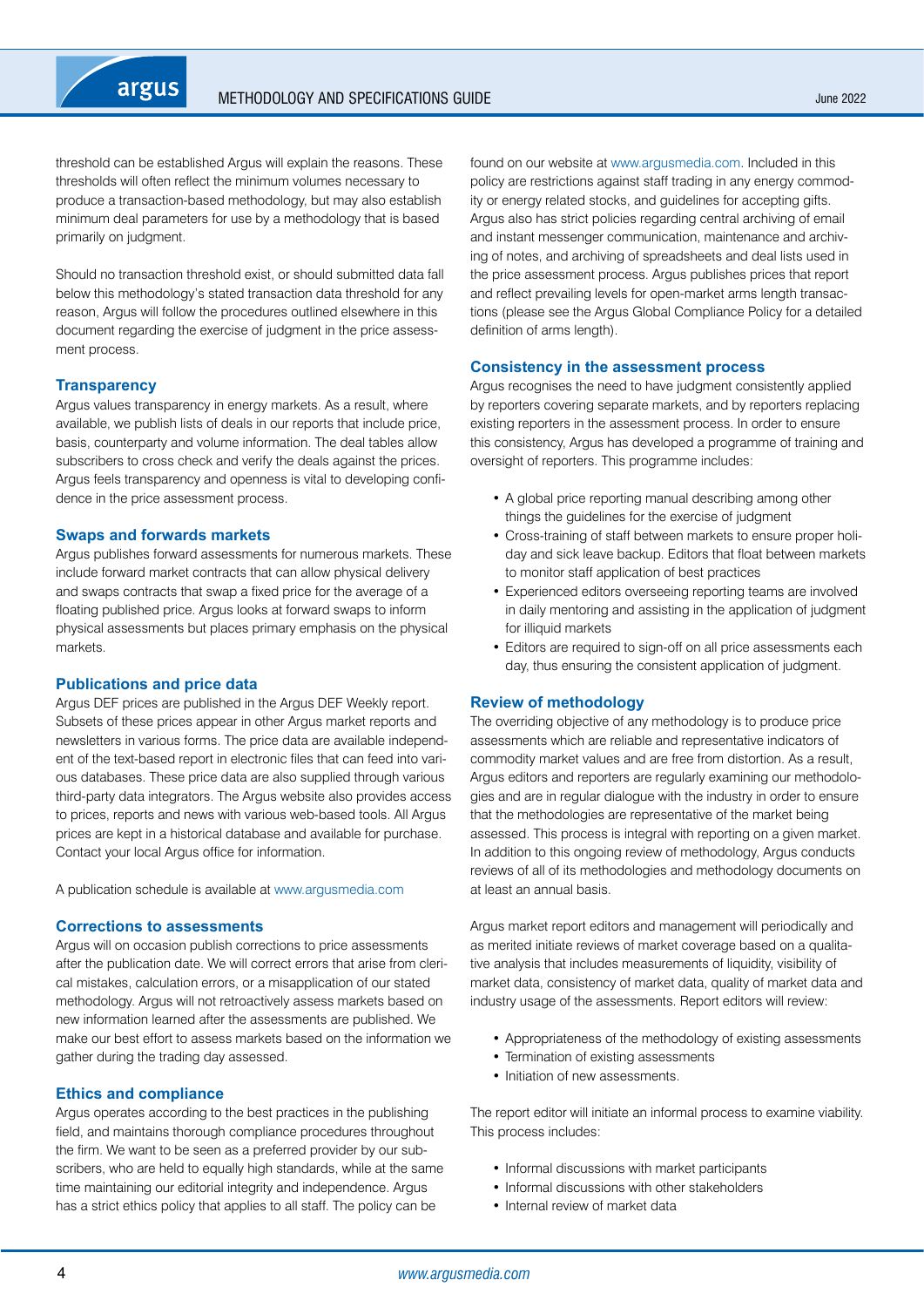threshold can be established Argus will explain the reasons. These thresholds will often reflect the minimum volumes necessary to produce a transaction-based methodology, but may also establish minimum deal parameters for use by a methodology that is based primarily on judgment.

Should no transaction threshold exist, or should submitted data fall below this methodology's stated transaction data threshold for any reason, Argus will follow the procedures outlined elsewhere in this document regarding the exercise of judgment in the price assessment process.

### Transparency

Argus values transparency in energy markets. As a result, where available, we publish lists of deals in our reports that include price, basis, counterparty and volume information. The deal tables allow subscribers to cross check and verify the deals against the prices. Argus feels transparency and openness is vital to developing confidence in the price assessment process.

### Swaps and forwards markets

Argus publishes forward assessments for numerous markets. These include forward market contracts that can allow physical delivery and swaps contracts that swap a fixed price for the average of a floating published price. Argus looks at forward swaps to inform physical assessments but places primary emphasis on the physical markets.

### Publications and price data

Argus DEF prices are published in the Argus DEF Weekly report. Subsets of these prices appear in other Argus market reports and newsletters in various forms. The price data are available independent of the text-based report in electronic files that can feed into various databases. These price data are also supplied through various third-party data integrators. The Argus website also provides access to prices, reports and news with various web-based tools. All Argus prices are kept in a historical database and available for purchase. Contact your local Argus office for information.

A publication schedule is available at www.argusmedia.com

### Corrections to assessments

Argus will on occasion publish corrections to price assessments after the publication date. We will correct errors that arise from clerical mistakes, calculation errors, or a misapplication of our stated methodology. Argus will not retroactively assess markets based on new information learned after the assessments are published. We make our best effort to assess markets based on the information we gather during the trading day assessed.

### Ethics and compliance

Argus operates according to the best practices in the publishing field, and maintains thorough compliance procedures throughout the firm. We want to be seen as a preferred provider by our subscribers, who are held to equally high standards, while at the same time maintaining our editorial integrity and independence. Argus has a strict ethics policy that applies to all staff. The policy can be found on our website at www.argusmedia.com. Included in this policy are restrictions against staff trading in any energy commodity or energy related stocks, and guidelines for accepting gifts. Argus also has strict policies regarding central archiving of email and instant messenger communication, maintenance and archiving of notes, and archiving of spreadsheets and deal lists used in the price assessment process. Argus publishes prices that report and reflect prevailing levels for open-market arms length transactions (please see the Argus Global Compliance Policy for a detailed definition of arms length).

### Consistency in the assessment process

Argus recognises the need to have judgment consistently applied by reporters covering separate markets, and by reporters replacing existing reporters in the assessment process. In order to ensure this consistency, Argus has developed a programme of training and oversight of reporters. This programme includes:

- A global price reporting manual describing among other things the guidelines for the exercise of judgment
- Cross-training of staff between markets to ensure proper holiday and sick leave backup. Editors that float between markets to monitor staff application of best practices
- Experienced editors overseeing reporting teams are involved in daily mentoring and assisting in the application of judgment for illiquid markets
- Editors are required to sign-off on all price assessments each day, thus ensuring the consistent application of judgment.

### Review of methodology

The overriding objective of any methodology is to produce price assessments which are reliable and representative indicators of commodity market values and are free from distortion. As a result, Argus editors and reporters are regularly examining our methodologies and are in regular dialogue with the industry in order to ensure that the methodologies are representative of the market being assessed. This process is integral with reporting on a given market. In addition to this ongoing review of methodology, Argus conducts reviews of all of its methodologies and methodology documents on at least an annual basis.

Argus market report editors and management will periodically and as merited initiate reviews of market coverage based on a qualitative analysis that includes measurements of liquidity, visibility of market data, consistency of market data, quality of market data and industry usage of the assessments. Report editors will review:

- Appropriateness of the methodology of existing assessments
- Termination of existing assessments
- Initiation of new assessments.

The report editor will initiate an informal process to examine viability. This process includes:

- Informal discussions with market participants
- Informal discussions with other stakeholders
- Internal review of market data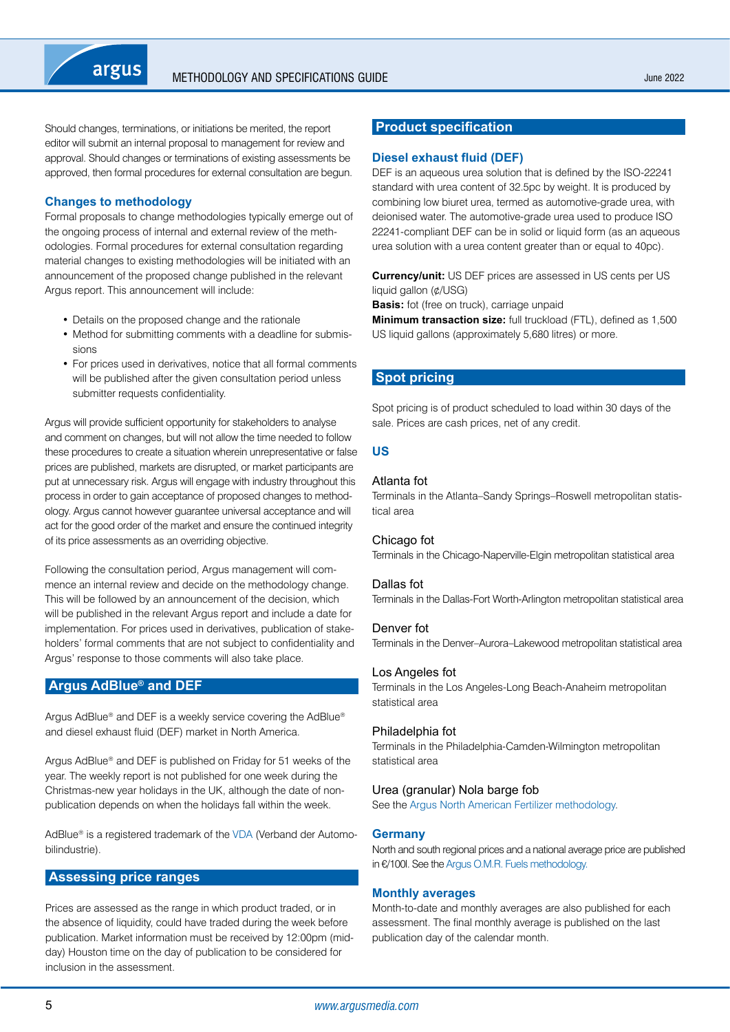Should changes, terminations, or initiations be merited, the report editor will submit an internal proposal to management for review and approval. Should changes or terminations of existing assessments be approved, then formal procedures for external consultation are begun.

### Changes to methodology

Formal proposals to change methodologies typically emerge out of the ongoing process of internal and external review of the methodologies. Formal procedures for external consultation regarding material changes to existing methodologies will be initiated with an announcement of the proposed change published in the relevant Argus report. This announcement will include:

- Details on the proposed change and the rationale
- Method for submitting comments with a deadline for submissions
- For prices used in derivatives, notice that all formal comments will be published after the given consultation period unless submitter requests confidentiality.

Argus will provide sufficient opportunity for stakeholders to analyse and comment on changes, but will not allow the time needed to follow these procedures to create a situation wherein unrepresentative or false prices are published, markets are disrupted, or market participants are put at unnecessary risk. Argus will engage with industry throughout this process in order to gain acceptance of proposed changes to methodology. Argus cannot however guarantee universal acceptance and will act for the good order of the market and ensure the continued integrity of its price assessments as an overriding objective.

Following the consultation period, Argus management will commence an internal review and decide on the methodology change. This will be followed by an announcement of the decision, which will be published in the relevant Argus report and include a date for implementation. For prices used in derivatives, publication of stakeholders' formal comments that are not subject to confidentiality and Argus' response to those comments will also take place.

## Argus AdBlue® and DEF

Argus AdBlue® and DEF is a weekly service covering the AdBlue® and diesel exhaust fluid (DEF) market in North America.

Argus AdBlue® and DEF is published on Friday for 51 weeks of the year. The weekly report is not published for one week during the Christmas-new year holidays in the UK, although the date of non-publication depends on when the holidays fall within the week.

AdBlue® is a registered trademark of the VDA (Verband der Automobilindustrie).

## Assessing price ranges

Prices are assessed as the range in which product traded, or in the absence of liquidity, could have traded during the week before publication. Market information must be received by 12:00pm (midday) Houston time on the day of publication to be considered for inclusion in the assessment.

## Product specification

### Diesel exhaust fluid (DEF)

DEF is an aqueous urea solution that is defined by the ISO-22241 standard with urea content of 32.5pc by weight. It is produced by combining low biuret urea, termed as automotive-grade urea, with deionised water. The automotive-grade urea used to produce ISO 22241-compliant DEF can be in solid or liquid form (as an aqueous urea solution with a urea content greater than or equal to 40pc).

**Currency/unit:** US DEF prices are assessed in US cents per US liquid gallon (¢/USG)
**Basis:** fot (free on truck), carriage unpaid
**Minimum transaction size:** full truckload (FTL), defined as 1,500 US liquid gallons (approximately 5,680 litres) or more.

## Spot pricing

Spot pricing is of product scheduled to load within 30 days of the sale. Prices are cash prices, net of any credit.

### US

#### Atlanta fot

Terminals in the Atlanta–Sandy Springs–Roswell metropolitan statistical area

#### Chicago fot

Terminals in the Chicago-Naperville-Elgin metropolitan statistical area

#### Dallas fot

Terminals in the Dallas-Fort Worth-Arlington metropolitan statistical area

#### Denver fot

Terminals in the Denver–Aurora–Lakewood metropolitan statistical area

#### Los Angeles fot

Terminals in the Los Angeles-Long Beach-Anaheim metropolitan statistical area

#### Philadelphia fot

Terminals in the Philadelphia-Camden-Wilmington metropolitan statistical area

#### Urea (granular) Nola barge fob

See the Argus North American Fertilizer methodology.

### Germany

North and south regional prices and a national average price are published in €/100l. See the Argus O.M.R. Fuels methodology.

### Monthly averages

Month-to-date and monthly averages are also published for each assessment. The final monthly average is published on the last publication day of the calendar month.